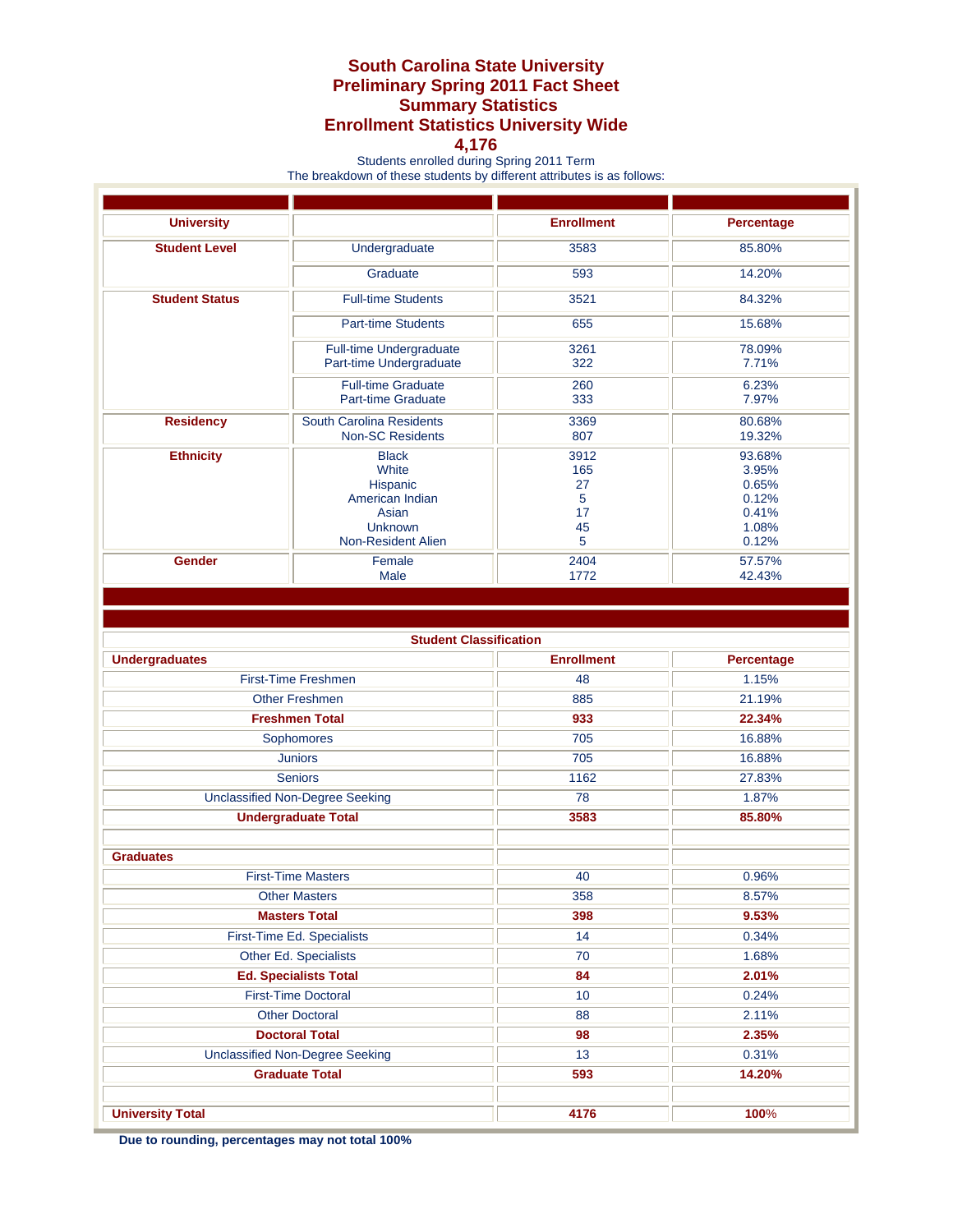# South Carolina State University
# Preliminary Spring 2011 Fact Sheet
## Summary Statistics
## Enrollment Statistics University Wide
## 4,176

Students enrolled during Spring 2011 Term
The breakdown of these students by different attributes is as follows:

| University | | Enrollment | Percentage |
|---|---|---|---|
| **Student Level** | Undergraduate | 3583 | 85.80% |
| | Graduate | 593 | 14.20% |
| **Student Status** | Full-time Students | 3521 | 84.32% |
| | Part-time Students | 655 | 15.68% |
| | Full-time Undergraduate | 3261 | 78.09% |
| | Part-time Undergraduate | 322 | 7.71% |
| | Full-time Graduate | 260 | 6.23% |
| | Part-time Graduate | 333 | 7.97% |
| **Residency** | South Carolina Residents | 3369 | 80.68% |
| | Non-SC Residents | 807 | 19.32% |
| **Ethnicity** | Black | 3912 | 93.68% |
| | White | 165 | 3.95% |
| | Hispanic | 27 | 0.65% |
| | American Indian | 5 | 0.12% |
| | Asian | 17 | 0.41% |
| | Unknown | 45 | 1.08% |
| | Non-Resident Alien | 5 | 0.12% |
| **Gender** | Female | 2404 | 57.57% |
| | Male | 1772 | 42.43% |

**Student Classification**

| Undergraduates | Enrollment | Percentage |
|---|---|---|
| First-Time Freshmen | 48 | 1.15% |
| Other Freshmen | 885 | 21.19% |
| **Freshmen Total** | **933** | **22.34%** |
| Sophomores | 705 | 16.88% |
| Juniors | 705 | 16.88% |
| Seniors | 1162 | 27.83% |
| Unclassified Non-Degree Seeking | 78 | 1.87% |
| **Undergraduate Total** | **3583** | **85.80%** |
| | | |
| **Graduates** | | |
| First-Time Masters | 40 | 0.96% |
| Other Masters | 358 | 8.57% |
| **Masters Total** | **398** | **9.53%** |
| First-Time Ed. Specialists | 14 | 0.34% |
| Other Ed. Specialists | 70 | 1.68% |
| **Ed. Specialists Total** | **84** | **2.01%** |
| First-Time Doctoral | 10 | 0.24% |
| Other Doctoral | 88 | 2.11% |
| **Doctoral Total** | **98** | **2.35%** |
| Unclassified Non-Degree Seeking | 13 | 0.31% |
| **Graduate Total** | **593** | **14.20%** |
| | | |
| **University Total** | **4176** | **100%** |

**Due to rounding, percentages may not total 100%**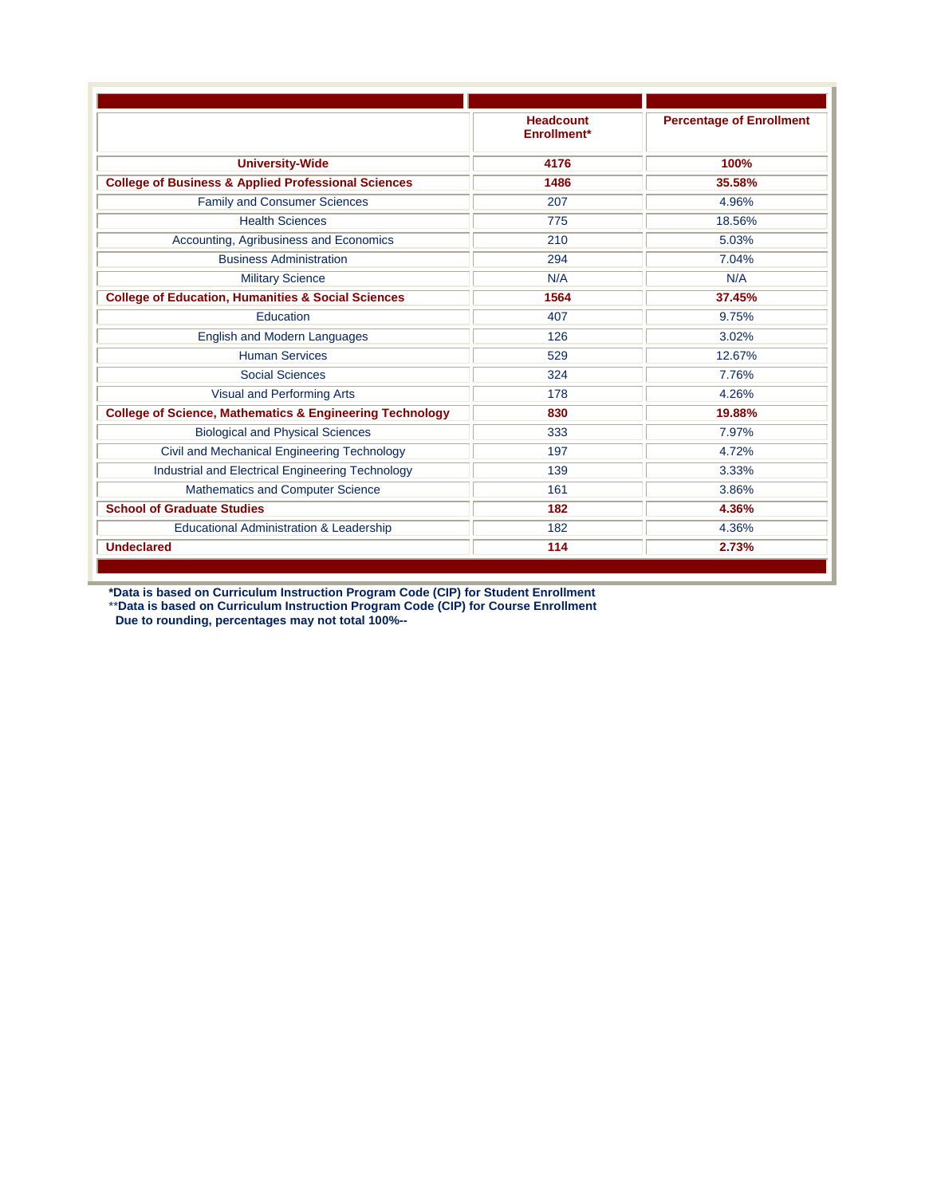| | Headcount Enrollment* | Percentage of Enrollment |
|---|---|---|
| **University-Wide** | **4176** | **100%** |
| **College of Business & Applied Professional Sciences** | **1486** | **35.58%** |
| Family and Consumer Sciences | 207 | 4.96% |
| Health Sciences | 775 | 18.56% |
| Accounting, Agribusiness and Economics | 210 | 5.03% |
| Business Administration | 294 | 7.04% |
| Military Science | N/A | N/A |
| **College of Education, Humanities & Social Sciences** | **1564** | **37.45%** |
| Education | 407 | 9.75% |
| English and Modern Languages | 126 | 3.02% |
| Human Services | 529 | 12.67% |
| Social Sciences | 324 | 7.76% |
| Visual and Performing Arts | 178 | 4.26% |
| **College of Science, Mathematics & Engineering Technology** | **830** | **19.88%** |
| Biological and Physical Sciences | 333 | 7.97% |
| Civil and Mechanical Engineering Technology | 197 | 4.72% |
| Industrial and Electrical Engineering Technology | 139 | 3.33% |
| Mathematics and Computer Science | 161 | 3.86% |
| **School of Graduate Studies** | **182** | **4.36%** |
| Educational Administration & Leadership | 182 | 4.36% |
| **Undeclared** | **114** | **2.73%** |

**\*Data is based on Curriculum Instruction Program Code (CIP) for Student Enrollment**

**\*\*Data is based on Curriculum Instruction Program Code (CIP) for Course Enrollment**

**Due to rounding, percentages may not total 100%--**